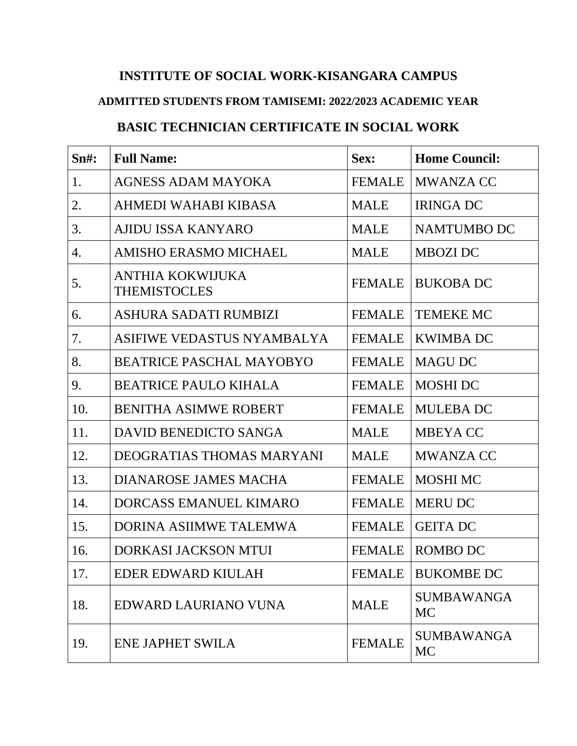# INSTITUTE OF SOCIAL WORK-KISANGARA CAMPUS

## ADMITTED STUDENTS FROM TAMISEMI: 2022/2023 ACADEMIC YEAR

## BASIC TECHNICIAN CERTIFICATE IN SOCIAL WORK

| Sn#: | Full Name: | Sex: | Home Council: |
|---|---|---|---|
| 1. | AGNESS ADAM MAYOKA | FEMALE | MWANZA CC |
| 2. | AHMEDI WAHABI KIBASA | MALE | IRINGA DC |
| 3. | AJIDU ISSA KANYARO | MALE | NAMTUMBO DC |
| 4. | AMISHO ERASMO MICHAEL | MALE | MBOZI DC |
| 5. | ANTHIA KOKWIJUKA THEMISTOCLES | FEMALE | BUKOBA DC |
| 6. | ASHURA SADATI RUMBIZI | FEMALE | TEMEKE MC |
| 7. | ASIFIWE VEDASTUS NYAMBALYA | FEMALE | KWIMBA DC |
| 8. | BEATRICE PASCHAL MAYOBYO | FEMALE | MAGU DC |
| 9. | BEATRICE PAULO KIHALA | FEMALE | MOSHI DC |
| 10. | BENITHA ASIMWE ROBERT | FEMALE | MULEBA DC |
| 11. | DAVID BENEDICTO SANGA | MALE | MBEYA CC |
| 12. | DEOGRATIAS THOMAS MARYANI | MALE | MWANZA CC |
| 13. | DIANAROSE JAMES MACHA | FEMALE | MOSHI MC |
| 14. | DORCASS EMANUEL KIMARO | FEMALE | MERU DC |
| 15. | DORINA ASIIMWE TALEMWA | FEMALE | GEITA DC |
| 16. | DORKASI JACKSON MTUI | FEMALE | ROMBO DC |
| 17. | EDER EDWARD KIULAH | FEMALE | BUKOMBE DC |
| 18. | EDWARD LAURIANO VUNA | MALE | SUMBAWANGA MC |
| 19. | ENE JAPHET SWILA | FEMALE | SUMBAWANGA MC |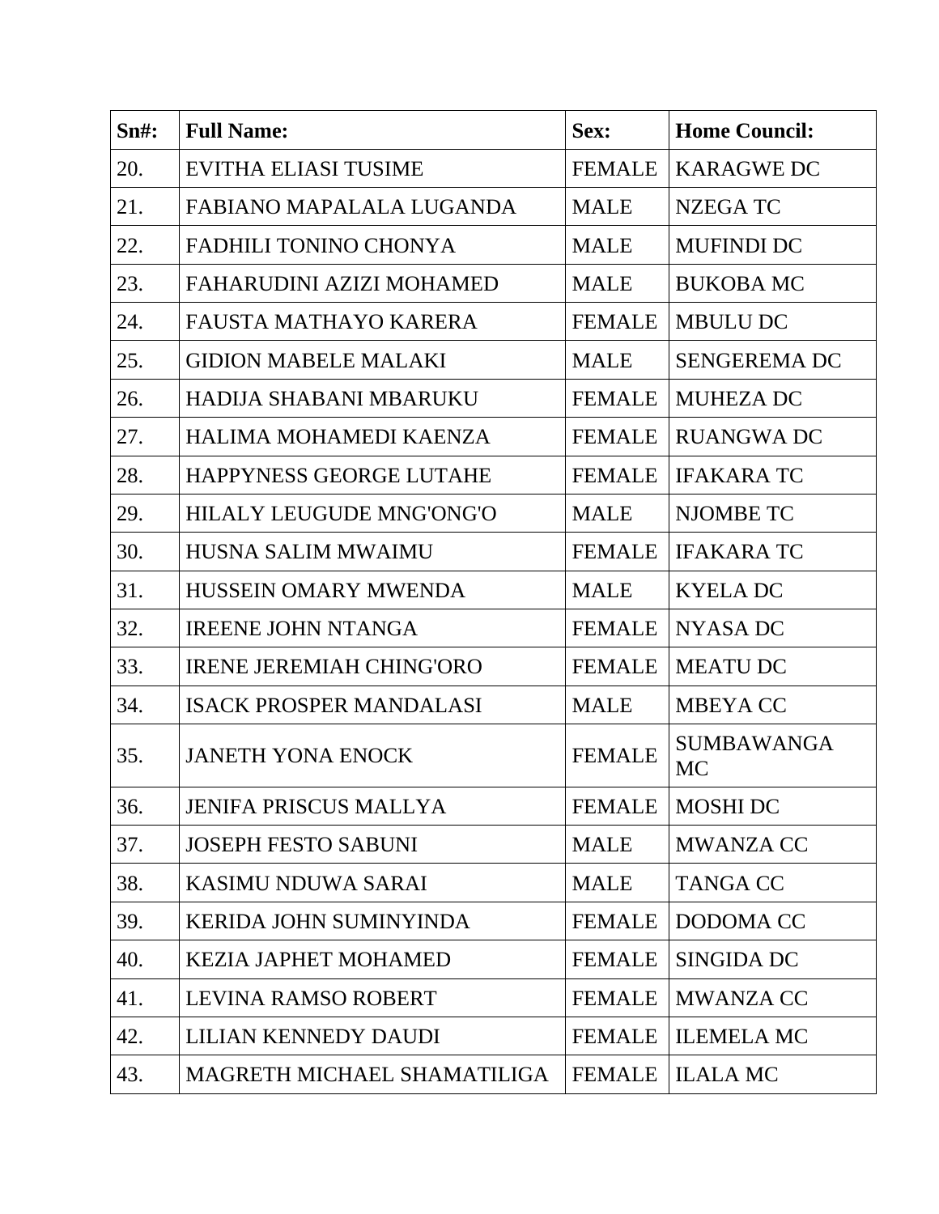| Sn#: | Full Name: | Sex: | Home Council: |
|---|---|---|---|
| 20. | EVITHA ELIASI TUSIME | FEMALE | KARAGWE DC |
| 21. | FABIANO MAPALALA LUGANDA | MALE | NZEGA TC |
| 22. | FADHILI TONINO CHONYA | MALE | MUFINDI DC |
| 23. | FAHARUDINI AZIZI MOHAMED | MALE | BUKOBA MC |
| 24. | FAUSTA MATHAYO KARERA | FEMALE | MBULU DC |
| 25. | GIDION MABELE MALAKI | MALE | SENGEREMA DC |
| 26. | HADIJA SHABANI MBARUKU | FEMALE | MUHEZA DC |
| 27. | HALIMA MOHAMEDI KAENZA | FEMALE | RUANGWA DC |
| 28. | HAPPYNESS GEORGE LUTAHE | FEMALE | IFAKARA TC |
| 29. | HILALY LEUGUDE MNG'ONG'O | MALE | NJOMBE TC |
| 30. | HUSNA SALIM MWAIMU | FEMALE | IFAKARA TC |
| 31. | HUSSEIN OMARY MWENDA | MALE | KYELA DC |
| 32. | IREENE JOHN NTANGA | FEMALE | NYASA DC |
| 33. | IRENE JEREMIAH CHING'ORO | FEMALE | MEATU DC |
| 34. | ISACK PROSPER MANDALASI | MALE | MBEYA CC |
| 35. | JANETH YONA ENOCK | FEMALE | SUMBAWANGA MC |
| 36. | JENIFA PRISCUS MALLYA | FEMALE | MOSHI DC |
| 37. | JOSEPH FESTO SABUNI | MALE | MWANZA CC |
| 38. | KASIMU NDUWA SARAI | MALE | TANGA CC |
| 39. | KERIDA JOHN SUMINYINDA | FEMALE | DODOMA CC |
| 40. | KEZIA JAPHET MOHAMED | FEMALE | SINGIDA DC |
| 41. | LEVINA RAMSO ROBERT | FEMALE | MWANZA CC |
| 42. | LILIAN KENNEDY DAUDI | FEMALE | ILEMELA MC |
| 43. | MAGRETH MICHAEL SHAMATILIGA | FEMALE | ILALA MC |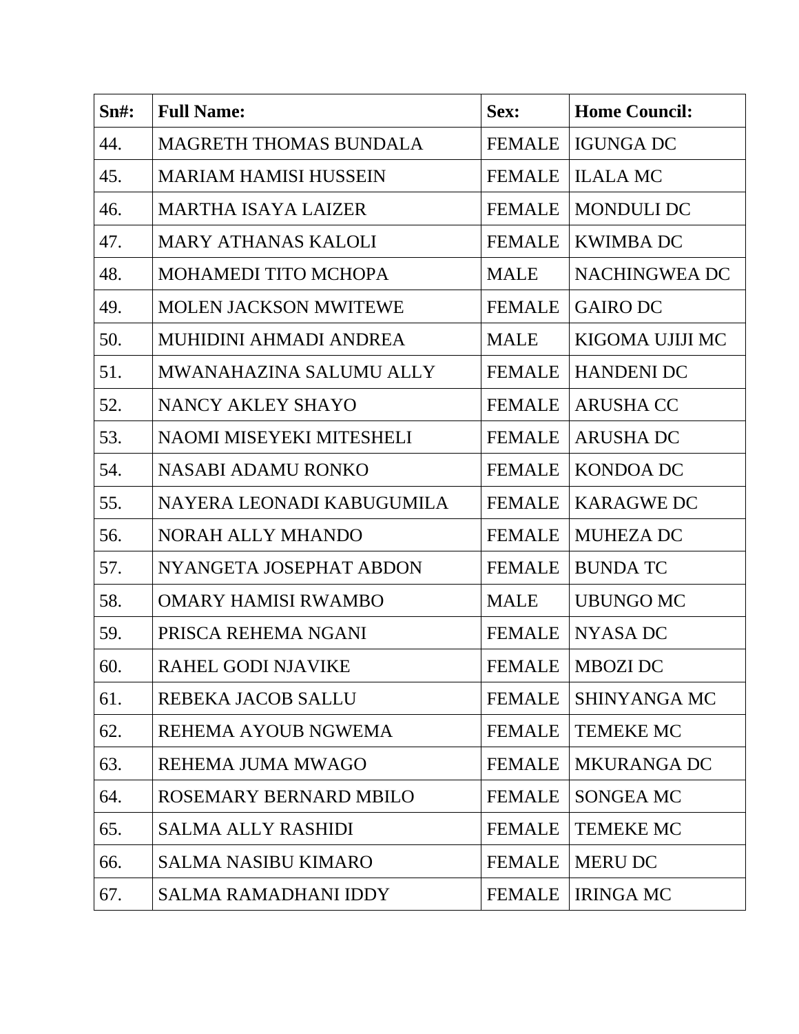| Sn#: | Full Name: | Sex: | Home Council: |
|---|---|---|---|
| 44. | MAGRETH THOMAS BUNDALA | FEMALE | IGUNGA DC |
| 45. | MARIAM HAMISI HUSSEIN | FEMALE | ILALA MC |
| 46. | MARTHA ISAYA LAIZER | FEMALE | MONDULI DC |
| 47. | MARY ATHANAS KALOLI | FEMALE | KWIMBA DC |
| 48. | MOHAMEDI TITO MCHOPA | MALE | NACHINGWEA DC |
| 49. | MOLEN JACKSON MWITEWE | FEMALE | GAIRO DC |
| 50. | MUHIDINI AHMADI ANDREA | MALE | KIGOMA UJIJI MC |
| 51. | MWANAHAZINA SALUMU ALLY | FEMALE | HANDENI DC |
| 52. | NANCY AKLEY SHAYO | FEMALE | ARUSHA CC |
| 53. | NAOMI MISEYEKI MITESHELI | FEMALE | ARUSHA DC |
| 54. | NASABI ADAMU RONKO | FEMALE | KONDOA DC |
| 55. | NAYERA LEONADI KABUGUMILA | FEMALE | KARAGWE DC |
| 56. | NORAH ALLY MHANDO | FEMALE | MUHEZA DC |
| 57. | NYANGETA JOSEPHAT ABDON | FEMALE | BUNDA TC |
| 58. | OMARY HAMISI RWAMBO | MALE | UBUNGO MC |
| 59. | PRISCA REHEMA NGANI | FEMALE | NYASA DC |
| 60. | RAHEL GODI NJAVIKE | FEMALE | MBOZI DC |
| 61. | REBEKA JACOB SALLU | FEMALE | SHINYANGA MC |
| 62. | REHEMA AYOUB NGWEMA | FEMALE | TEMEKE MC |
| 63. | REHEMA JUMA MWAGO | FEMALE | MKURANGA DC |
| 64. | ROSEMARY BERNARD MBILO | FEMALE | SONGEA MC |
| 65. | SALMA ALLY RASHIDI | FEMALE | TEMEKE MC |
| 66. | SALMA NASIBU KIMARO | FEMALE | MERU DC |
| 67. | SALMA RAMADHANI IDDY | FEMALE | IRINGA MC |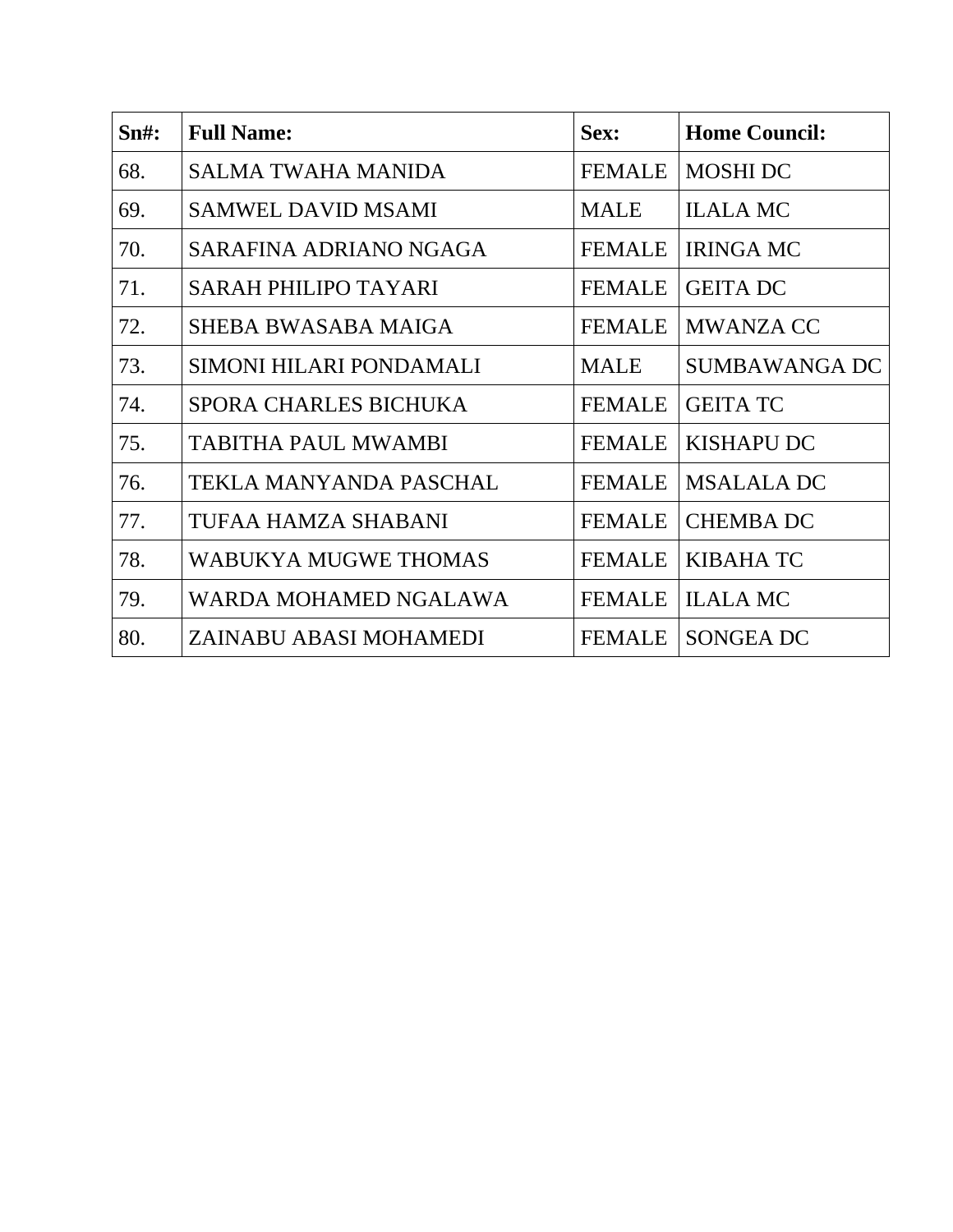| **Sn#:** | **Full Name:** | **Sex:** | **Home Council:** |
|---|---|---|---|
| 68. | SALMA TWAHA MANIDA | FEMALE | MOSHI DC |
| 69. | SAMWEL DAVID MSAMI | MALE | ILALA MC |
| 70. | SARAFINA ADRIANO NGAGA | FEMALE | IRINGA MC |
| 71. | SARAH PHILIPO TAYARI | FEMALE | GEITA DC |
| 72. | SHEBA BWASABA MAIGA | FEMALE | MWANZA CC |
| 73. | SIMONI HILARI PONDAMALI | MALE | SUMBAWANGA DC |
| 74. | SPORA CHARLES BICHUKA | FEMALE | GEITA TC |
| 75. | TABITHA PAUL MWAMBI | FEMALE | KISHAPU DC |
| 76. | TEKLA MANYANDA PASCHAL | FEMALE | MSALALA DC |
| 77. | TUFAA HAMZA SHABANI | FEMALE | CHEMBA DC |
| 78. | WABUKYA MUGWE THOMAS | FEMALE | KIBAHA TC |
| 79. | WARDA MOHAMED NGALAWA | FEMALE | ILALA MC |
| 80. | ZAINABU ABASI MOHAMEDI | FEMALE | SONGEA DC |